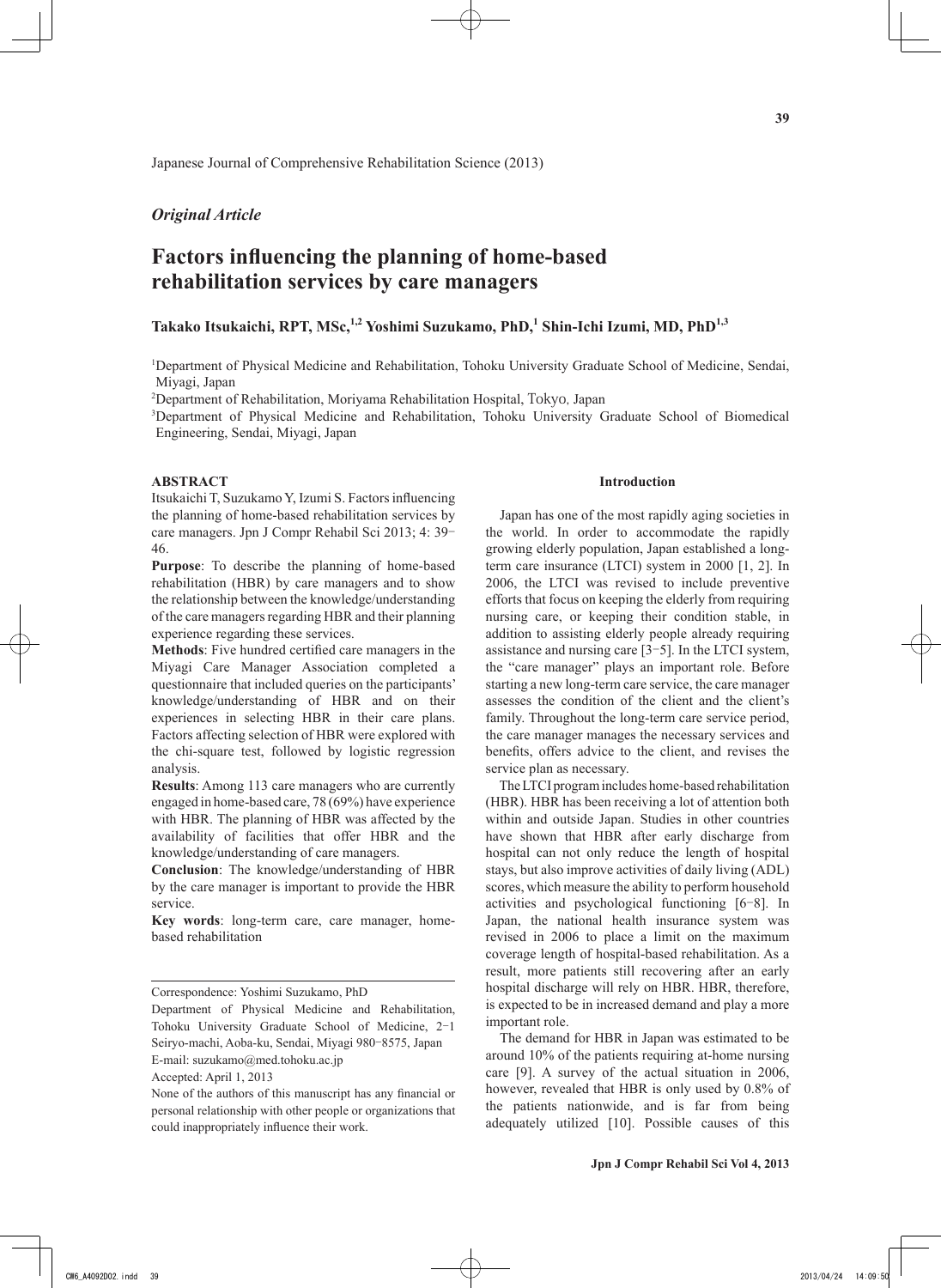Japanese Journal of Comprehensive Rehabilitation Science (2013)

*Original Article*

# Factors influencing the planning of home-based rehabilitation services by care managers

**Takako Itsukaichi, RPT, MSc,[1,2] Yoshimi Suzukamo, PhD,[1] Shin-Ichi Izumi, MD, PhD[1,3]**

[1]Department of Physical Medicine and Rehabilitation, Tohoku University Graduate School of Medicine, Sendai, Miyagi, Japan

[2]Department of Rehabilitation, Moriyama Rehabilitation Hospital, Tokyo, Japan

[3]Department of Physical Medicine and Rehabilitation, Tohoku University Graduate School of Biomedical Engineering, Sendai, Miyagi, Japan

## ABSTRACT

Itsukaichi T, Suzukamo Y, Izumi S. Factors influencing the planning of home-based rehabilitation services by care managers. Jpn J Compr Rehabil Sci 2013; 4: 39-46.

**Purpose**: To describe the planning of home-based rehabilitation (HBR) by care managers and to show the relationship between the knowledge/understanding of the care managers regarding HBR and their planning experience regarding these services.

**Methods**: Five hundred certified care managers in the Miyagi Care Manager Association completed a questionnaire that included queries on the participants' knowledge/understanding of HBR and on their experiences in selecting HBR in their care plans. Factors affecting selection of HBR were explored with the chi-square test, followed by logistic regression analysis.

**Results**: Among 113 care managers who are currently engaged in home-based care, 78 (69%) have experience with HBR. The planning of HBR was affected by the availability of facilities that offer HBR and the knowledge/understanding of care managers.

**Conclusion**: The knowledge/understanding of HBR by the care manager is important to provide the HBR service.

**Key words**: long-term care, care manager, home-based rehabilitation

Correspondence: Yoshimi Suzukamo, PhD

Department of Physical Medicine and Rehabilitation, Tohoku University Graduate School of Medicine, 2-1 Seiryo-machi, Aoba-ku, Sendai, Miyagi 980-8575, Japan

E-mail: suzukamo@med.tohoku.ac.jp

Accepted: April 1, 2013

None of the authors of this manuscript has any financial or personal relationship with other people or organizations that could inappropriately influence their work.

## Introduction

Japan has one of the most rapidly aging societies in the world. In order to accommodate the rapidly growing elderly population, Japan established a long-term care insurance (LTCI) system in 2000 [1, 2]. In 2006, the LTCI was revised to include preventive efforts that focus on keeping the elderly from requiring nursing care, or keeping their condition stable, in addition to assisting elderly people already requiring assistance and nursing care [3-5]. In the LTCI system, the "care manager" plays an important role. Before starting a new long-term care service, the care manager assesses the condition of the client and the client's family. Throughout the long-term care service period, the care manager manages the necessary services and benefits, offers advice to the client, and revises the service plan as necessary.

The LTCI program includes home-based rehabilitation (HBR). HBR has been receiving a lot of attention both within and outside Japan. Studies in other countries have shown that HBR after early discharge from hospital can not only reduce the length of hospital stays, but also improve activities of daily living (ADL) scores, which measure the ability to perform household activities and psychological functioning [6-8]. In Japan, the national health insurance system was revised in 2006 to place a limit on the maximum coverage length of hospital-based rehabilitation. As a result, more patients still recovering after an early hospital discharge will rely on HBR. HBR, therefore, is expected to be in increased demand and play a more important role.

The demand for HBR in Japan was estimated to be around 10% of the patients requiring at-home nursing care [9]. A survey of the actual situation in 2006, however, revealed that HBR is only used by 0.8% of the patients nationwide, and is far from being adequately utilized [10]. Possible causes of this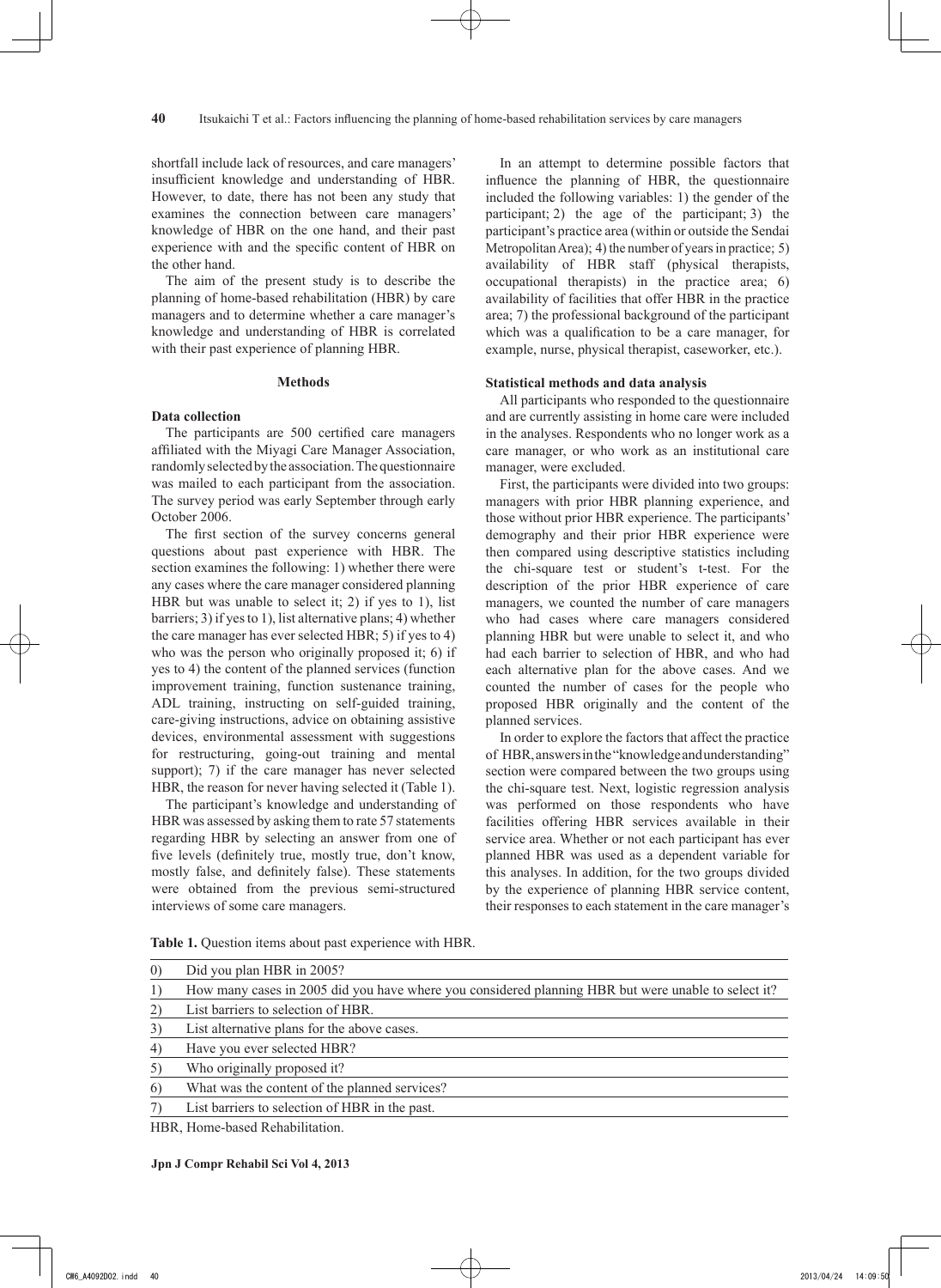shortfall include lack of resources, and care managers' insufficient knowledge and understanding of HBR. However, to date, there has not been any study that examines the connection between care managers' knowledge of HBR on the one hand, and their past experience with and the specific content of HBR on the other hand.

The aim of the present study is to describe the planning of home-based rehabilitation (HBR) by care managers and to determine whether a care manager's knowledge and understanding of HBR is correlated with their past experience of planning HBR.

## Methods

### Data collection

The participants are 500 certified care managers affiliated with the Miyagi Care Manager Association, randomly selected by the association. The questionnaire was mailed to each participant from the association. The survey period was early September through early October 2006.

The first section of the survey concerns general questions about past experience with HBR. The section examines the following: 1) whether there were any cases where the care manager considered planning HBR but was unable to select it; 2) if yes to 1), list barriers; 3) if yes to 1), list alternative plans; 4) whether the care manager has ever selected HBR; 5) if yes to 4) who was the person who originally proposed it; 6) if yes to 4) the content of the planned services (function improvement training, function sustenance training, ADL training, instructing on self-guided training, care-giving instructions, advice on obtaining assistive devices, environmental assessment with suggestions for restructuring, going-out training and mental support); 7) if the care manager has never selected HBR, the reason for never having selected it (Table 1).

The participant's knowledge and understanding of HBR was assessed by asking them to rate 57 statements regarding HBR by selecting an answer from one of five levels (definitely true, mostly true, don't know, mostly false, and definitely false). These statements were obtained from the previous semi-structured interviews of some care managers.

In an attempt to determine possible factors that influence the planning of HBR, the questionnaire included the following variables: 1) the gender of the participant; 2) the age of the participant; 3) the participant's practice area (within or outside the Sendai Metropolitan Area); 4) the number of years in practice; 5) availability of HBR staff (physical therapists, occupational therapists) in the practice area; 6) availability of facilities that offer HBR in the practice area; 7) the professional background of the participant which was a qualification to be a care manager, for example, nurse, physical therapist, caseworker, etc.).

### Statistical methods and data analysis

All participants who responded to the questionnaire and are currently assisting in home care were included in the analyses. Respondents who no longer work as a care manager, or who work as an institutional care manager, were excluded.

First, the participants were divided into two groups: managers with prior HBR planning experience, and those without prior HBR experience. The participants' demography and their prior HBR experience were then compared using descriptive statistics including the chi-square test or student's t-test. For the description of the prior HBR experience of care managers, we counted the number of care managers who had cases where care managers considered planning HBR but were unable to select it, and who had each barrier to selection of HBR, and who had each alternative plan for the above cases. And we counted the number of cases for the people who proposed HBR originally and the content of the planned services.

In order to explore the factors that affect the practice of HBR, answers in the "knowledge and understanding" section were compared between the two groups using the chi-square test. Next, logistic regression analysis was performed on those respondents who have facilities offering HBR services available in their service area. Whether or not each participant has ever planned HBR was used as a dependent variable for this analyses. In addition, for the two groups divided by the experience of planning HBR service content, their responses to each statement in the care manager's

**Table 1.** Question items about past experience with HBR.

| | |
|---|---|
| 0) | Did you plan HBR in 2005? |
| 1) | How many cases in 2005 did you have where you considered planning HBR but were unable to select it? |
| 2) | List barriers to selection of HBR. |
| 3) | List alternative plans for the above cases. |
| 4) | Have you ever selected HBR? |
| 5) | Who originally proposed it? |
| 6) | What was the content of the planned services? |
| 7) | List barriers to selection of HBR in the past. |

HBR, Home-based Rehabilitation.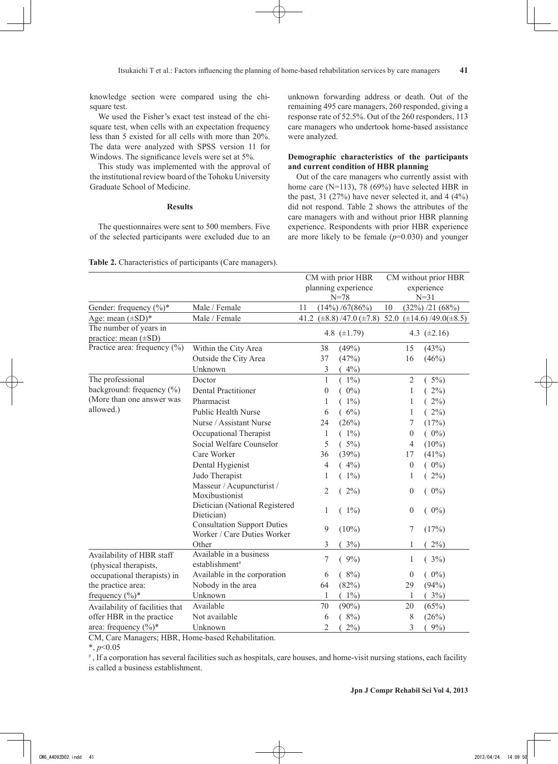knowledge section were compared using the chi-square test.

We used the Fisher's exact test instead of the chi-square test, when cells with an expectation frequency less than 5 existed for all cells with more than 20%. The data were analyzed with SPSS version 11 for Windows. The significance levels were set at 5%.

This study was implemented with the approval of the institutional review board of the Tohoku University Graduate School of Medicine.

### Results

The questionnaires were sent to 500 members. Five of the selected participants were excluded due to an unknown forwarding address or death. Out of the remaining 495 care managers, 260 responded, giving a response rate of 52.5%. Out of the 260 responders, 113 care managers who undertook home-based assistance were analyzed.

**Demographic characteristics of the participants and current condition of HBR planning**

Out of the care managers who currently assist with home care (N=113), 78 (69%) have selected HBR in the past, 31 (27%) have never selected it, and 4 (4%) did not respond. Table 2 shows the attributes of the care managers with and without prior HBR planning experience. Respondents with prior HBR experience are more likely to be female ($p$=0.030) and younger

**Table 2.** Characteristics of participants (Care managers).

| | | CM with prior HBR planning experience N=78 | CM without prior HBR experience N=31 |
|---|---|---|---|
| Gender: frequency (%)* | Male / Female | 11 (14%) /67(86%) | 10 (32%) /21 (68%) |
| Age: mean (±SD)* | Male / Female | 41.2 (±8.8) /47.0 (±7.8) | 52.0 (±14.6) /49.0(±8.5) |
| The number of years in practice: mean (±SD) | | 4.8 (±1.79) | 4.3 (±2.16) |
| Practice area: frequency (%) | Within the City Area | 38 (49%) | 15 (43%) |
| | Outside the City Area | 37 (47%) | 16 (46%) |
| | Unknown | 3 ( 4%) | |
| The professional background: frequency (%) (More than one answer was allowed.) | Doctor | 1 ( 1%) | 2 ( 5%) |
| | Dental Practitioner | 0 ( 0%) | 1 ( 2%) |
| | Pharmacist | 1 ( 1%) | 1 ( 2%) |
| | Public Health Nurse | 6 ( 6%) | 1 ( 2%) |
| | Nurse / Assistant Nurse | 24 (26%) | 7 (17%) |
| | Occupational Therapist | 1 ( 1%) | 0 ( 0%) |
| | Social Welfare Counselor | 5 ( 5%) | 4 (10%) |
| | Care Worker | 36 (39%) | 17 (41%) |
| | Dental Hygienist | 4 ( 4%) | 0 ( 0%) |
| | Judo Therapist | 1 ( 1%) | 1 ( 2%) |
| | Masseur / Acupuncturist / Moxibustionist | 2 ( 2%) | 0 ( 0%) |
| | Dietician (National Registered Dietician) | 1 ( 1%) | 0 ( 0%) |
| | Consultation Support Duties Worker / Care Duties Worker | 9 (10%) | 7 (17%) |
| | Other | 3 ( 3%) | 1 ( 2%) |
| Availability of HBR staff (physical therapists, occupational therapists) in the practice area: frequency (%)* | Available in a business establishment# | 7 ( 9%) | 1 ( 3%) |
| | Available in the corporation | 6 ( 8%) | 0 ( 0%) |
| | Nobody in the area | 64 (82%) | 29 (94%) |
| | Unknown | 1 ( 1%) | 1 ( 3%) |
| Availability of facilities that offer HBR in the practice area: frequency (%)* | Available | 70 (90%) | 20 (65%) |
| | Not available | 6 ( 8%) | 8 (26%) |
| | Unknown | 2 ( 2%) | 3 ( 9%) |

CM, Care Managers; HBR, Home-based Rehabilitation.

*, $p$<0.05

#, If a corporation has several facilities such as hospitals, care houses, and home-visit nursing stations, each facility is called a business establishment.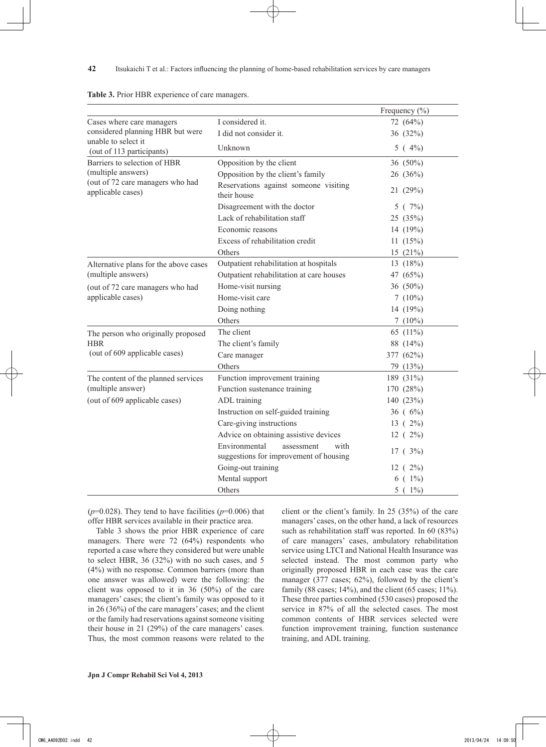**Table 3.** Prior HBR experience of care managers.

| | | Frequency (%) |
|---|---|---|
| Cases where care managers considered planning HBR but were unable to select it (out of 113 participants) | I considered it. | 72 (64%) |
| | I did not consider it. | 36 (32%) |
| | Unknown | 5 ( 4%) |
| Barriers to selection of HBR (multiple answers) (out of 72 care managers who had applicable cases) | Opposition by the client | 36 (50%) |
| | Opposition by the client's family | 26 (36%) |
| | Reservations against someone visiting their house | 21 (29%) |
| | Disagreement with the doctor | 5 ( 7%) |
| | Lack of rehabilitation staff | 25 (35%) |
| | Economic reasons | 14 (19%) |
| | Excess of rehabilitation credit | 11 (15%) |
| | Others | 15 (21%) |
| Alternative plans for the above cases (multiple answers) (out of 72 care managers who had applicable cases) | Outpatient rehabilitation at hospitals | 13 (18%) |
| | Outpatient rehabilitation at care houses | 47 (65%) |
| | Home-visit nursing | 36 (50%) |
| | Home-visit care | 7 (10%) |
| | Doing nothing | 14 (19%) |
| | Others | 7 (10%) |
| The person who originally proposed HBR (out of 609 applicable cases) | The client | 65 (11%) |
| | The client's family | 88 (14%) |
| | Care manager | 377 (62%) |
| | Others | 79 (13%) |
| The content of the planned services (multiple answer) (out of 609 applicable cases) | Function improvement training | 189 (31%) |
| | Function sustenance training | 170 (28%) |
| | ADL training | 140 (23%) |
| | Instruction on self-guided training | 36 ( 6%) |
| | Care-giving instructions | 13 ( 2%) |
| | Advice on obtaining assistive devices | 12 ( 2%) |
| | Environmental assessment with suggestions for improvement of housing | 17 ( 3%) |
| | Going-out training | 12 ( 2%) |
| | Mental support | 6 ( 1%) |
| | Others | 5 ( 1%) |

($p$=0.028). They tend to have facilities ($p$=0.006) that offer HBR services available in their practice area.

Table 3 shows the prior HBR experience of care managers. There were 72 (64%) respondents who reported a case where they considered but were unable to select HBR, 36 (32%) with no such cases, and 5 (4%) with no response. Common barriers (more than one answer was allowed) were the following: the client was opposed to it in 36 (50%) of the care managers' cases; the client's family was opposed to it in 26 (36%) of the care managers' cases; and the client or the family had reservations against someone visiting their house in 21 (29%) of the care managers' cases. Thus, the most common reasons were related to the client or the client's family. In 25 (35%) of the care managers' cases, on the other hand, a lack of resources such as rehabilitation staff was reported. In 60 (83%) of care managers' cases, ambulatory rehabilitation service using LTCI and National Health Insurance was selected instead. The most common party who originally proposed HBR in each case was the care manager (377 cases; 62%), followed by the client's family (88 cases; 14%), and the client (65 cases; 11%). These three parties combined (530 cases) proposed the service in 87% of all the selected cases. The most common contents of HBR services selected were function improvement training, function sustenance training, and ADL training.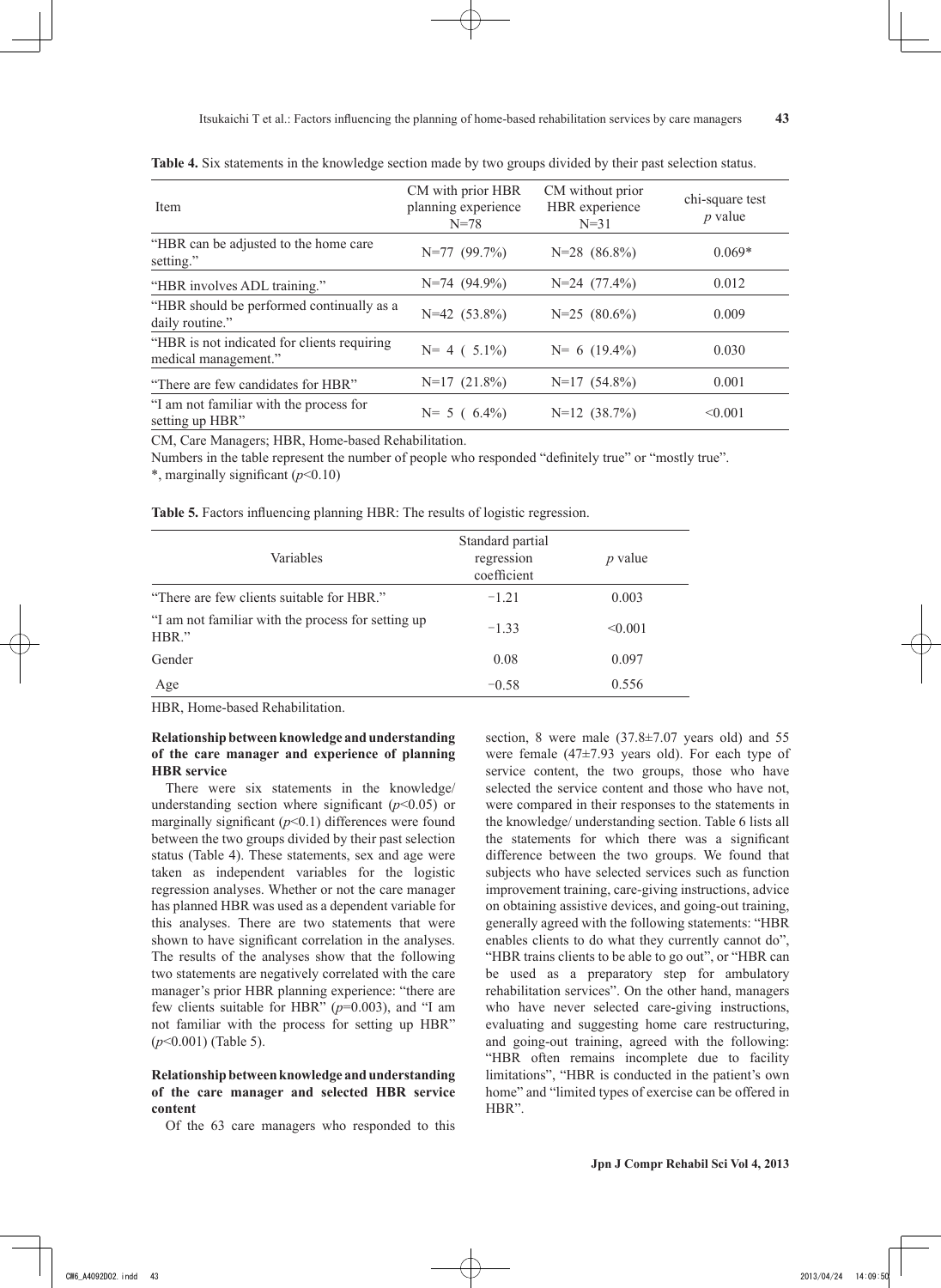**Table 4.** Six statements in the knowledge section made by two groups divided by their past selection status.

| Item | CM with prior HBR planning experience N=78 | CM without prior HBR experience N=31 | chi-square test *p* value |
|---|---|---|---|
| "HBR can be adjusted to the home care setting." | N=77 (99.7%) | N=28 (86.8%) | 0.069* |
| "HBR involves ADL training." | N=74 (94.9%) | N=24 (77.4%) | 0.012 |
| "HBR should be performed continually as a daily routine." | N=42 (53.8%) | N=25 (80.6%) | 0.009 |
| "HBR is not indicated for clients requiring medical management." | N= 4 ( 5.1%) | N= 6 (19.4%) | 0.030 |
| "There are few candidates for HBR" | N=17 (21.8%) | N=17 (54.8%) | 0.001 |
| "I am not familiar with the process for setting up HBR" | N= 5 ( 6.4%) | N=12 (38.7%) | <0.001 |

CM, Care Managers; HBR, Home-based Rehabilitation.

Numbers in the table represent the number of people who responded "definitely true" or "mostly true".

*, marginally significant ($p$<0.10)

**Table 5.** Factors influencing planning HBR: The results of logistic regression.

| Variables | Standard partial regression coefficient | *p* value |
|---|---|---|
| "There are few clients suitable for HBR." | −1.21 | 0.003 |
| "I am not familiar with the process for setting up HBR." | −1.33 | <0.001 |
| Gender | 0.08 | 0.097 |
| Age | −0.58 | 0.556 |

HBR, Home-based Rehabilitation.

**Relationship between knowledge and understanding of the care manager and experience of planning HBR service**

There were six statements in the knowledge/ understanding section where significant ($p$<0.05) or marginally significant ($p$<0.1) differences were found between the two groups divided by their past selection status (Table 4). These statements, sex and age were taken as independent variables for the logistic regression analyses. Whether or not the care manager has planned HBR was used as a dependent variable for this analyses. There are two statements that were shown to have significant correlation in the analyses. The results of the analyses show that the following two statements are negatively correlated with the care manager's prior HBR planning experience: "there are few clients suitable for HBR" ($p$=0.003), and "I am not familiar with the process for setting up HBR" ($p$<0.001) (Table 5).

**Relationship between knowledge and understanding of the care manager and selected HBR service content**

Of the 63 care managers who responded to this section, 8 were male (37.8±7.07 years old) and 55 were female (47±7.93 years old). For each type of service content, the two groups, those who have selected the service content and those who have not, were compared in their responses to the statements in the knowledge/ understanding section. Table 6 lists all the statements for which there was a significant difference between the two groups. We found that subjects who have selected services such as function improvement training, care-giving instructions, advice on obtaining assistive devices, and going-out training, generally agreed with the following statements: "HBR enables clients to do what they currently cannot do", "HBR trains clients to be able to go out", or "HBR can be used as a preparatory step for ambulatory rehabilitation services". On the other hand, managers who have never selected care-giving instructions, evaluating and suggesting home care restructuring, and going-out training, agreed with the following: "HBR often remains incomplete due to facility limitations", "HBR is conducted in the patient's own home" and "limited types of exercise can be offered in HBR".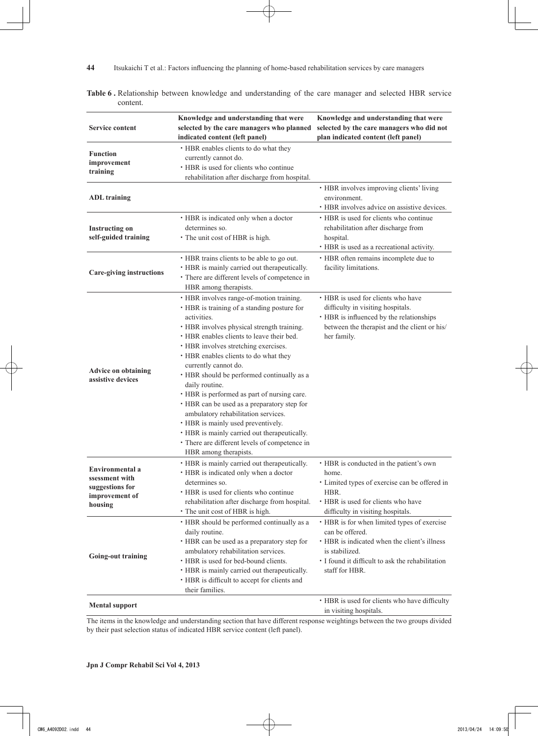**Table 6 .** Relationship between knowledge and understanding of the care manager and selected HBR service content.

| Service content | Knowledge and understanding that were selected by the care managers who planned indicated content (left panel) | Knowledge and understanding that were selected by the care managers who did not plan indicated content (left panel) |
|---|---|---|
| **Function improvement training** | ・HBR enables clients to do what they currently cannot do.<br>・HBR is used for clients who continue rehabilitation after discharge from hospital. | |
| **ADL training** | | ・HBR involves improving clients' living environment.<br>・HBR involves advice on assistive devices. |
| **Instructing on self-guided training** | ・HBR is indicated only when a doctor determines so.<br>・The unit cost of HBR is high. | ・HBR is used for clients who continue rehabilitation after discharge from hospital.<br>・HBR is used as a recreational activity. |
| **Care-giving instructions** | ・HBR trains clients to be able to go out.<br>・HBR is mainly carried out therapeutically.<br>・There are different levels of competence in HBR among therapists. | ・HBR often remains incomplete due to facility limitations. |
| **Advice on obtaining assistive devices** | ・HBR involves range-of-motion training.<br>・HBR is training of a standing posture for activities.<br>・HBR involves physical strength training.<br>・HBR enables clients to leave their bed.<br>・HBR involves stretching exercises.<br>・HBR enables clients to do what they currently cannot do.<br>・HBR should be performed continually as a daily routine.<br>・HBR is performed as part of nursing care.<br>・HBR can be used as a preparatory step for ambulatory rehabilitation services.<br>・HBR is mainly used preventively.<br>・HBR is mainly carried out therapeutically.<br>・There are different levels of competence in HBR among therapists. | ・HBR is used for clients who have difficulty in visiting hospitals.<br>・HBR is influenced by the relationships between the therapist and the client or his/her family. |
| **Environmental a ssessment with suggestions for improvement of housing** | ・HBR is mainly carried out therapeutically.<br>・HBR is indicated only when a doctor determines so.<br>・HBR is used for clients who continue rehabilitation after discharge from hospital.<br>・The unit cost of HBR is high. | ・HBR is conducted in the patient's own home.<br>・Limited types of exercise can be offered in HBR.<br>・HBR is used for clients who have difficulty in visiting hospitals. |
| **Going-out training** | ・HBR should be performed continually as a daily routine.<br>・HBR can be used as a preparatory step for ambulatory rehabilitation services.<br>・HBR is used for bed-bound clients.<br>・HBR is mainly carried out therapeutically.<br>・HBR is difficult to accept for clients and their families. | ・HBR is for when limited types of exercise can be offered.<br>・HBR is indicated when the client's illness is stabilized.<br>・I found it difficult to ask the rehabilitation staff for HBR. |
| **Mental support** | | ・HBR is used for clients who have difficulty in visiting hospitals. |

The items in the knowledge and understanding section that have different response weightings between the two groups divided by their past selection status of indicated HBR service content (left panel).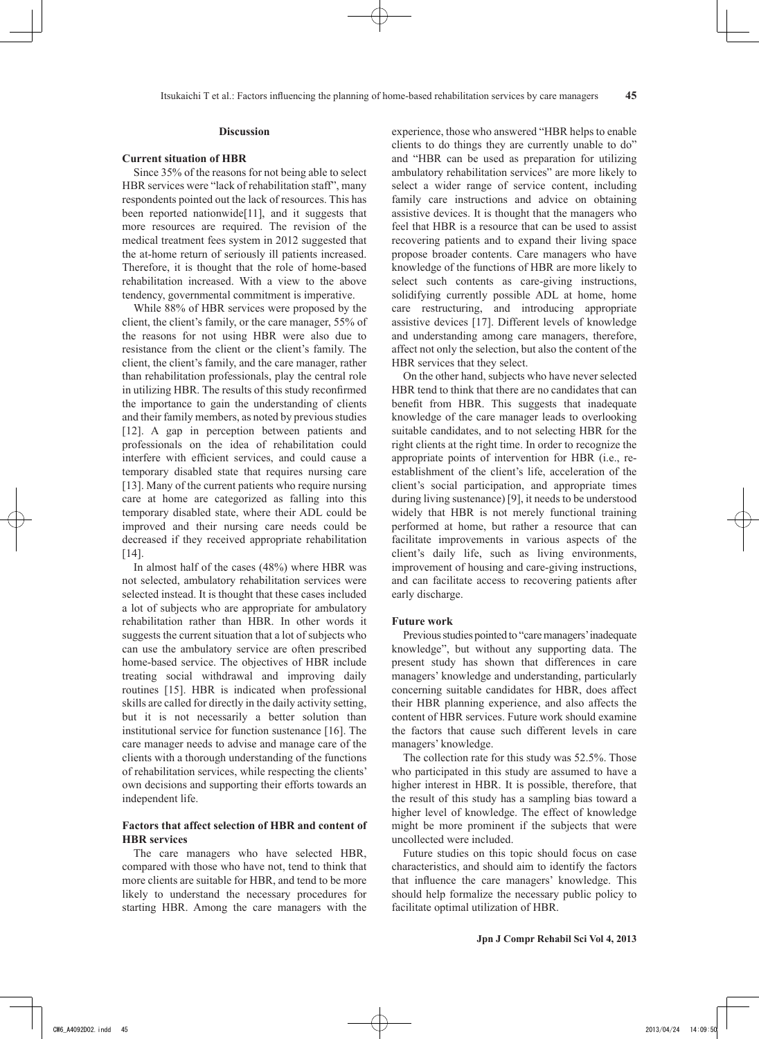## Discussion

### Current situation of HBR

Since 35% of the reasons for not being able to select HBR services were "lack of rehabilitation staff", many respondents pointed out the lack of resources. This has been reported nationwide[11], and it suggests that more resources are required. The revision of the medical treatment fees system in 2012 suggested that the at-home return of seriously ill patients increased. Therefore, it is thought that the role of home-based rehabilitation increased. With a view to the above tendency, governmental commitment is imperative.

While 88% of HBR services were proposed by the client, the client's family, or the care manager, 55% of the reasons for not using HBR were also due to resistance from the client or the client's family. The client, the client's family, and the care manager, rather than rehabilitation professionals, play the central role in utilizing HBR. The results of this study reconfirmed the importance to gain the understanding of clients and their family members, as noted by previous studies [12]. A gap in perception between patients and professionals on the idea of rehabilitation could interfere with efficient services, and could cause a temporary disabled state that requires nursing care [13]. Many of the current patients who require nursing care at home are categorized as falling into this temporary disabled state, where their ADL could be improved and their nursing care needs could be decreased if they received appropriate rehabilitation [14].

In almost half of the cases (48%) where HBR was not selected, ambulatory rehabilitation services were selected instead. It is thought that these cases included a lot of subjects who are appropriate for ambulatory rehabilitation rather than HBR. In other words it suggests the current situation that a lot of subjects who can use the ambulatory service are often prescribed home-based service. The objectives of HBR include treating social withdrawal and improving daily routines [15]. HBR is indicated when professional skills are called for directly in the daily activity setting, but it is not necessarily a better solution than institutional service for function sustenance [16]. The care manager needs to advise and manage care of the clients with a thorough understanding of the functions of rehabilitation services, while respecting the clients' own decisions and supporting their efforts towards an independent life.

### Factors that affect selection of HBR and content of HBR services

The care managers who have selected HBR, compared with those who have not, tend to think that more clients are suitable for HBR, and tend to be more likely to understand the necessary procedures for starting HBR. Among the care managers with the experience, those who answered "HBR helps to enable clients to do things they are currently unable to do" and "HBR can be used as preparation for utilizing ambulatory rehabilitation services" are more likely to select a wider range of service content, including family care instructions and advice on obtaining assistive devices. It is thought that the managers who feel that HBR is a resource that can be used to assist recovering patients and to expand their living space propose broader contents. Care managers who have knowledge of the functions of HBR are more likely to select such contents as care-giving instructions, solidifying currently possible ADL at home, home care restructuring, and introducing appropriate assistive devices [17]. Different levels of knowledge and understanding among care managers, therefore, affect not only the selection, but also the content of the HBR services that they select.

On the other hand, subjects who have never selected HBR tend to think that there are no candidates that can benefit from HBR. This suggests that inadequate knowledge of the care manager leads to overlooking suitable candidates, and to not selecting HBR for the right clients at the right time. In order to recognize the appropriate points of intervention for HBR (i.e., re-establishment of the client's life, acceleration of the client's social participation, and appropriate times during living sustenance) [9], it needs to be understood widely that HBR is not merely functional training performed at home, but rather a resource that can facilitate improvements in various aspects of the client's daily life, such as living environments, improvement of housing and care-giving instructions, and can facilitate access to recovering patients after early discharge.

### Future work

Previous studies pointed to "care managers' inadequate knowledge", but without any supporting data. The present study has shown that differences in care managers' knowledge and understanding, particularly concerning suitable candidates for HBR, does affect their HBR planning experience, and also affects the content of HBR services. Future work should examine the factors that cause such different levels in care managers' knowledge.

The collection rate for this study was 52.5%. Those who participated in this study are assumed to have a higher interest in HBR. It is possible, therefore, that the result of this study has a sampling bias toward a higher level of knowledge. The effect of knowledge might be more prominent if the subjects that were uncollected were included.

Future studies on this topic should focus on case characteristics, and should aim to identify the factors that influence the care managers' knowledge. This should help formalize the necessary public policy to facilitate optimal utilization of HBR.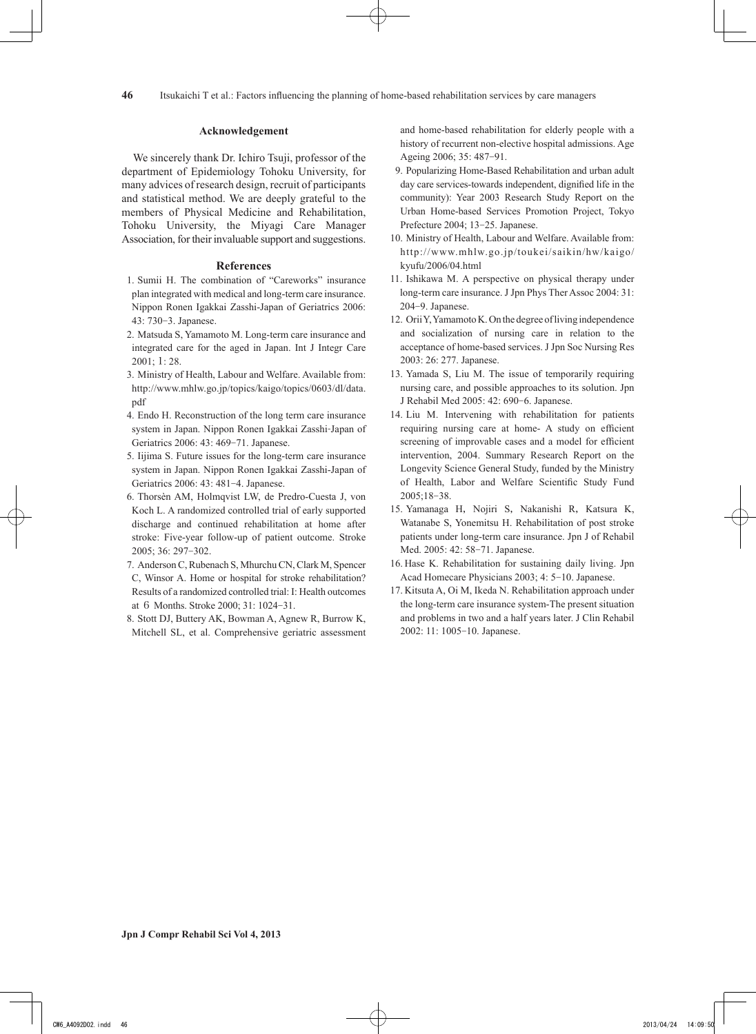## Acknowledgement

We sincerely thank Dr. Ichiro Tsuji, professor of the department of Epidemiology Tohoku University, for many advices of research design, recruit of participants and statistical method. We are deeply grateful to the members of Physical Medicine and Rehabilitation, Tohoku University, the Miyagi Care Manager Association, for their invaluable support and suggestions.

## References

1. Sumii H. The combination of "Careworks" insurance plan integrated with medical and long-term care insurance. Nippon Ronen Igakkai Zasshi-Japan of Geriatrics 2006: 43: 730−3. Japanese.
2. Matsuda S, Yamamoto M. Long-term care insurance and integrated care for the aged in Japan. Int J Integr Care 2001; 1: 28.
3. Ministry of Health, Labour and Welfare. Available from: http://www.mhlw.go.jp/topics/kaigo/topics/0603/dl/data.pdf
4. Endo H. Reconstruction of the long term care insurance system in Japan. Nippon Ronen Igakkai Zasshi-Japan of Geriatrics 2006: 43: 469−71. Japanese.
5. Iijima S. Future issues for the long-term care insurance system in Japan. Nippon Ronen Igakkai Zasshi-Japan of Geriatrics 2006: 43: 481−4. Japanese.
6. Thorsèn AM, Holmqvist LW, de Predro-Cuesta J, von Koch L. A randomized controlled trial of early supported discharge and continued rehabilitation at home after stroke: Five-year follow-up of patient outcome. Stroke 2005; 36: 297−302.
7. Anderson C, Rubenach S, Mhurchu CN, Clark M, Spencer C, Winsor A. Home or hospital for stroke rehabilitation? Results of a randomized controlled trial: I: Health outcomes at 6 Months. Stroke 2000; 31: 1024−31.
8. Stott DJ, Buttery AK, Bowman A, Agnew R, Burrow K, Mitchell SL, et al. Comprehensive geriatric assessment and home-based rehabilitation for elderly people with a history of recurrent non-elective hospital admissions. Age Ageing 2006; 35: 487−91.
9. Popularizing Home-Based Rehabilitation and urban adult day care services-towards independent, dignified life in the community): Year 2003 Research Study Report on the Urban Home-based Services Promotion Project, Tokyo Prefecture 2004; 13−25. Japanese.
10. Ministry of Health, Labour and Welfare. Available from: http://www.mhlw.go.jp/toukei/saikin/hw/kaigo/kyufu/2006/04.html
11. Ishikawa M. A perspective on physical therapy under long-term care insurance. J Jpn Phys Ther Assoc 2004: 31: 204−9. Japanese.
12. Orii Y, Yamamoto K. On the degree of living independence and socialization of nursing care in relation to the acceptance of home-based services. J Jpn Soc Nursing Res 2003: 26: 277. Japanese.
13. Yamada S, Liu M. The issue of temporarily requiring nursing care, and possible approaches to its solution. Jpn J Rehabil Med 2005: 42: 690−6. Japanese.
14. Liu M. Intervening with rehabilitation for patients requiring nursing care at home- A study on efficient screening of improvable cases and a model for efficient intervention, 2004. Summary Research Report on the Longevity Science General Study, funded by the Ministry of Health, Labor and Welfare Scientific Study Fund 2005;18−38.
15. Yamanaga H, Nojiri S, Nakanishi R, Katsura K, Watanabe S, Yonemitsu H. Rehabilitation of post stroke patients under long-term care insurance. Jpn J of Rehabil Med. 2005: 42: 58−71. Japanese.
16. Hase K. Rehabilitation for sustaining daily living. Jpn Acad Homecare Physicians 2003; 4: 5−10. Japanese.
17. Kitsuta A, Oi M, Ikeda N. Rehabilitation approach under the long-term care insurance system-The present situation and problems in two and a half years later. J Clin Rehabil 2002: 11: 1005−10. Japanese.